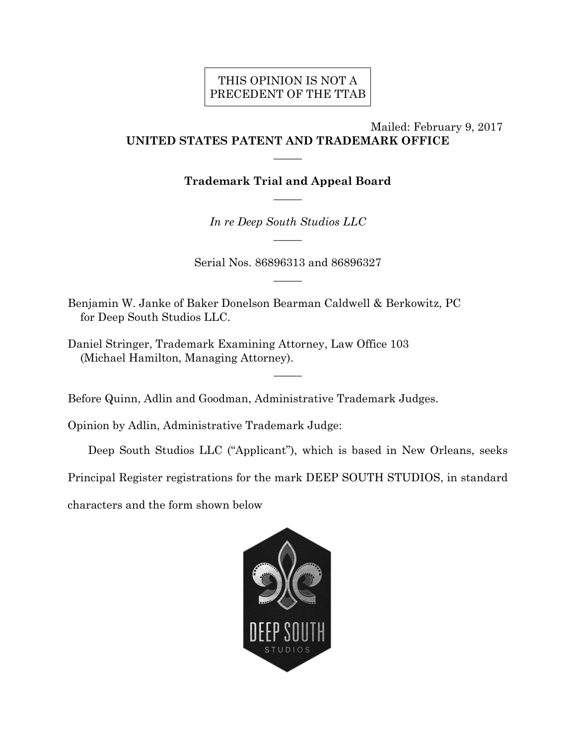THIS OPINION IS NOT A PRECEDENT OF THE TTAB

Mailed: February 9, 2017

**UNITED STATES PATENT AND TRADEMARK OFFICE**

—————

**Trademark Trial and Appeal Board**

—————

*In re Deep South Studios LLC*

—————

Serial Nos. 86896313 and 86896327

—————

Benjamin W. Janke of Baker Donelson Bearman Caldwell & Berkowitz, PC for Deep South Studios LLC.

Daniel Stringer, Trademark Examining Attorney, Law Office 103 (Michael Hamilton, Managing Attorney).

—————

Before Quinn, Adlin and Goodman, Administrative Trademark Judges.

Opinion by Adlin, Administrative Trademark Judge:

Deep South Studios LLC ("Applicant"), which is based in New Orleans, seeks Principal Register registrations for the mark DEEP SOUTH STUDIOS, in standard characters and the form shown below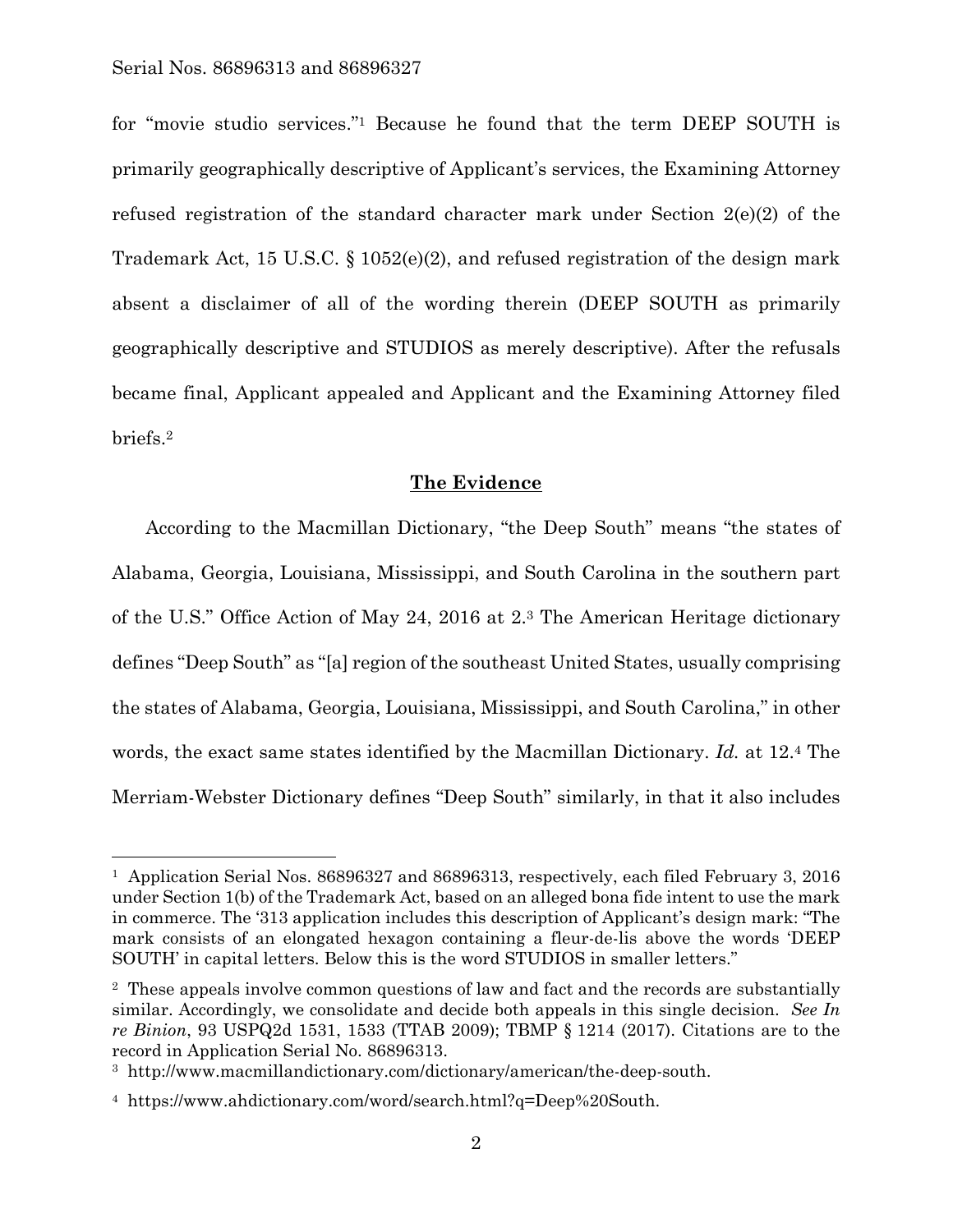for "movie studio services."[1] Because he found that the term DEEP SOUTH is primarily geographically descriptive of Applicant's services, the Examining Attorney refused registration of the standard character mark under Section 2(e)(2) of the Trademark Act, 15 U.S.C. § 1052(e)(2), and refused registration of the design mark absent a disclaimer of all of the wording therein (DEEP SOUTH as primarily geographically descriptive and STUDIOS as merely descriptive). After the refusals became final, Applicant appealed and Applicant and the Examining Attorney filed briefs.[2]

## The Evidence

According to the Macmillan Dictionary, "the Deep South" means "the states of Alabama, Georgia, Louisiana, Mississippi, and South Carolina in the southern part of the U.S." Office Action of May 24, 2016 at 2.[3] The American Heritage dictionary defines "Deep South" as "[a] region of the southeast United States, usually comprising the states of Alabama, Georgia, Louisiana, Mississippi, and South Carolina," in other words, the exact same states identified by the Macmillan Dictionary. *Id.* at 12.[4] The Merriam-Webster Dictionary defines "Deep South" similarly, in that it also includes

---

[1] Application Serial Nos. 86896327 and 86896313, respectively, each filed February 3, 2016 under Section 1(b) of the Trademark Act, based on an alleged bona fide intent to use the mark in commerce. The '313 application includes this description of Applicant's design mark: "The mark consists of an elongated hexagon containing a fleur-de-lis above the words 'DEEP SOUTH' in capital letters. Below this is the word STUDIOS in smaller letters."

[2] These appeals involve common questions of law and fact and the records are substantially similar. Accordingly, we consolidate and decide both appeals in this single decision. *See In re Binion*, 93 USPQ2d 1531, 1533 (TTAB 2009); TBMP § 1214 (2017). Citations are to the record in Application Serial No. 86896313.

[3] http://www.macmillandictionary.com/dictionary/american/the-deep-south.

[4] https://www.ahdictionary.com/word/search.html?q=Deep%20South.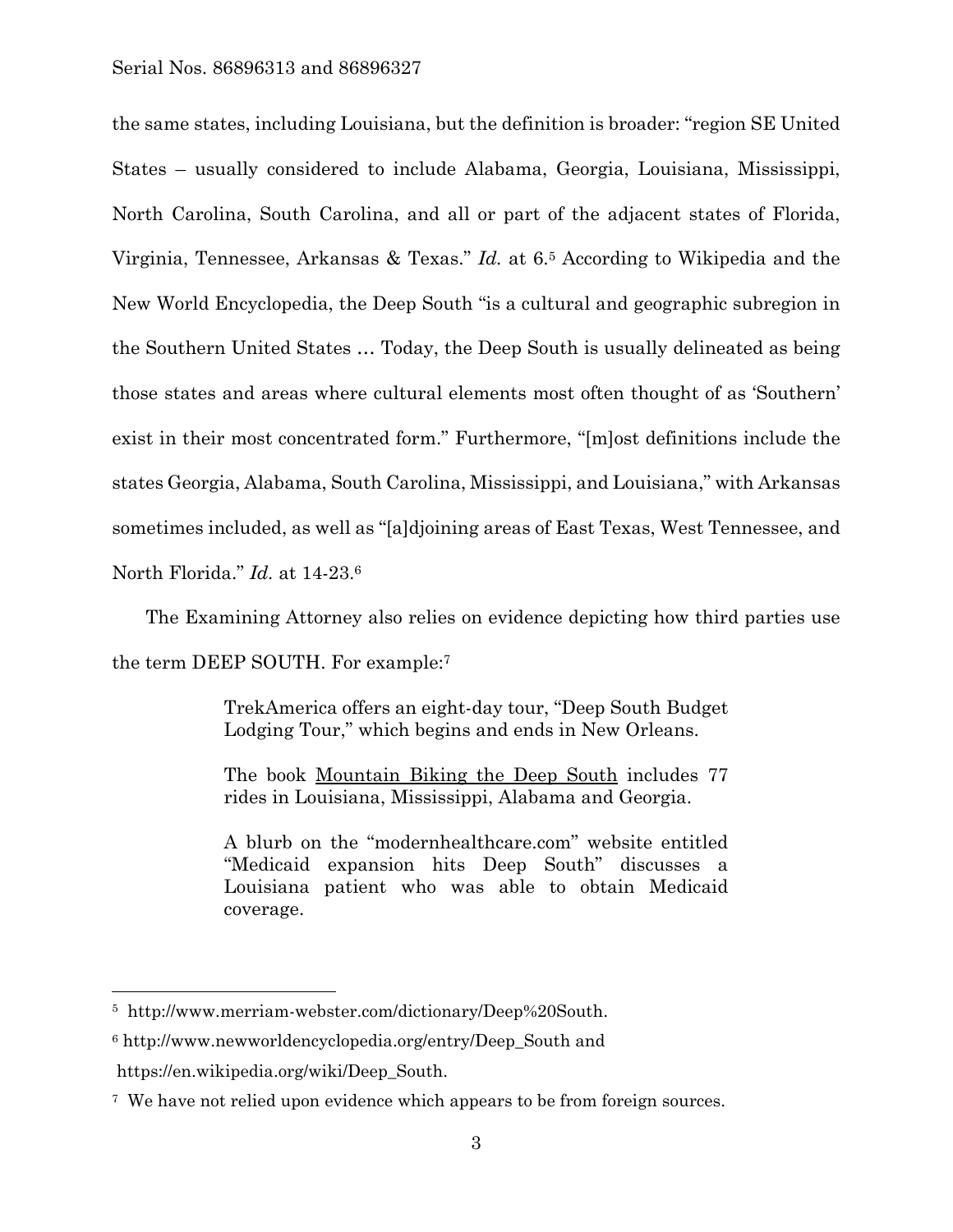the same states, including Louisiana, but the definition is broader: "region SE United States – usually considered to include Alabama, Georgia, Louisiana, Mississippi, North Carolina, South Carolina, and all or part of the adjacent states of Florida, Virginia, Tennessee, Arkansas & Texas." *Id.* at 6.[5] According to Wikipedia and the New World Encyclopedia, the Deep South "is a cultural and geographic subregion in the Southern United States … Today, the Deep South is usually delineated as being those states and areas where cultural elements most often thought of as 'Southern' exist in their most concentrated form." Furthermore, "[m]ost definitions include the states Georgia, Alabama, South Carolina, Mississippi, and Louisiana," with Arkansas sometimes included, as well as "[a]djoining areas of East Texas, West Tennessee, and North Florida." *Id.* at 14-23.[6]

The Examining Attorney also relies on evidence depicting how third parties use the term DEEP SOUTH. For example:[7]

> TrekAmerica offers an eight-day tour, "Deep South Budget Lodging Tour," which begins and ends in New Orleans.
>
> The book Mountain Biking the Deep South includes 77 rides in Louisiana, Mississippi, Alabama and Georgia.
>
> A blurb on the "modernhealthcare.com" website entitled "Medicaid expansion hits Deep South" discusses a Louisiana patient who was able to obtain Medicaid coverage.

---

[5] http://www.merriam-webster.com/dictionary/Deep%20South.

[6] http://www.newworldencyclopedia.org/entry/Deep_South and https://en.wikipedia.org/wiki/Deep_South.

[7] We have not relied upon evidence which appears to be from foreign sources.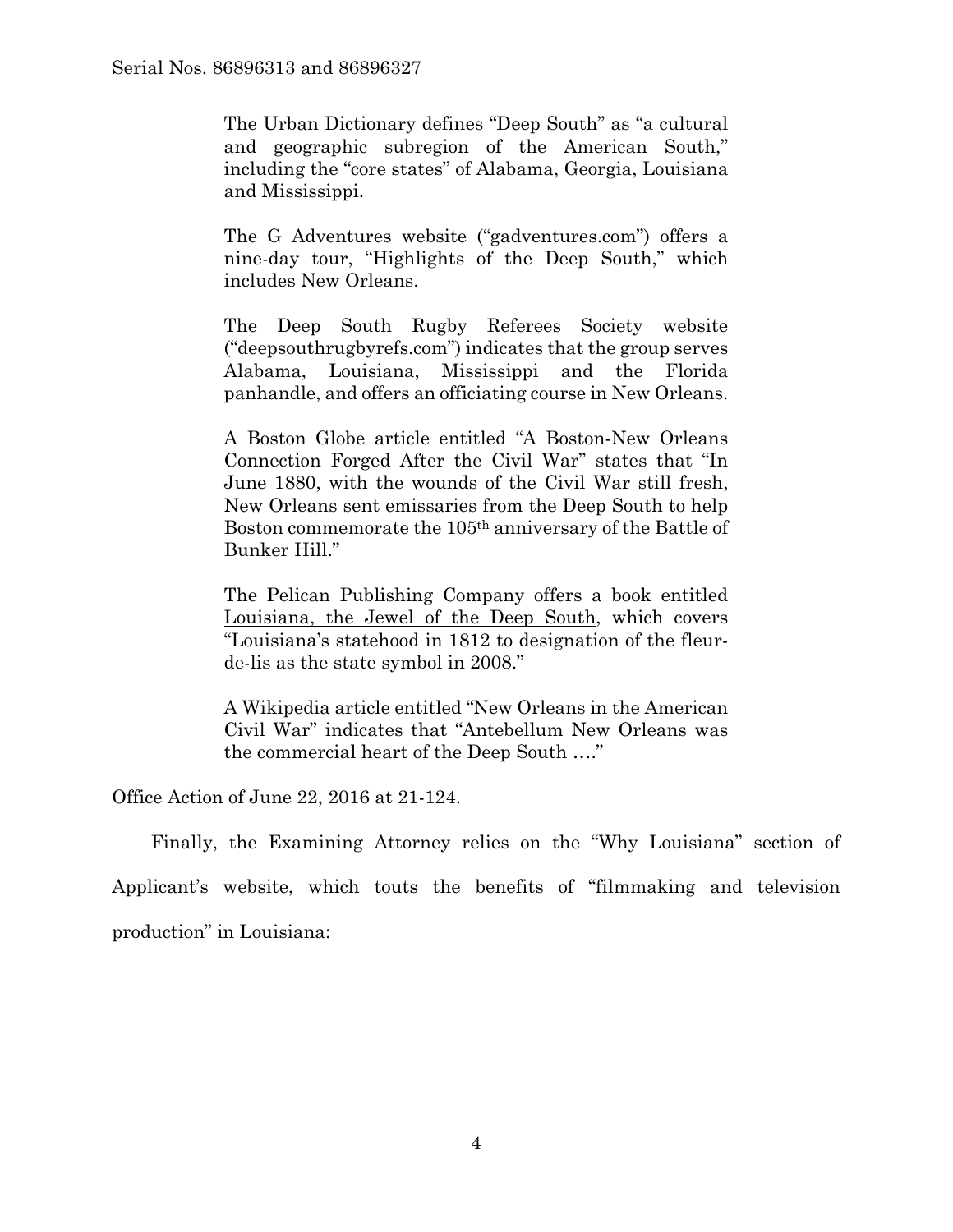> The Urban Dictionary defines "Deep South" as "a cultural and geographic subregion of the American South," including the "core states" of Alabama, Georgia, Louisiana and Mississippi.
>
> The G Adventures website ("gadventures.com") offers a nine-day tour, "Highlights of the Deep South," which includes New Orleans.
>
> The Deep South Rugby Referees Society website ("deepsouthrugbyrefs.com") indicates that the group serves Alabama, Louisiana, Mississippi and the Florida panhandle, and offers an officiating course in New Orleans.
>
> A Boston Globe article entitled "A Boston-New Orleans Connection Forged After the Civil War" states that "In June 1880, with the wounds of the Civil War still fresh, New Orleans sent emissaries from the Deep South to help Boston commemorate the 105th anniversary of the Battle of Bunker Hill."
>
> The Pelican Publishing Company offers a book entitled Louisiana, the Jewel of the Deep South, which covers "Louisiana's statehood in 1812 to designation of the fleur-de-lis as the state symbol in 2008."
>
> A Wikipedia article entitled "New Orleans in the American Civil War" indicates that "Antebellum New Orleans was the commercial heart of the Deep South …."

Office Action of June 22, 2016 at 21-124.

Finally, the Examining Attorney relies on the "Why Louisiana" section of Applicant's website, which touts the benefits of "filmmaking and television production" in Louisiana: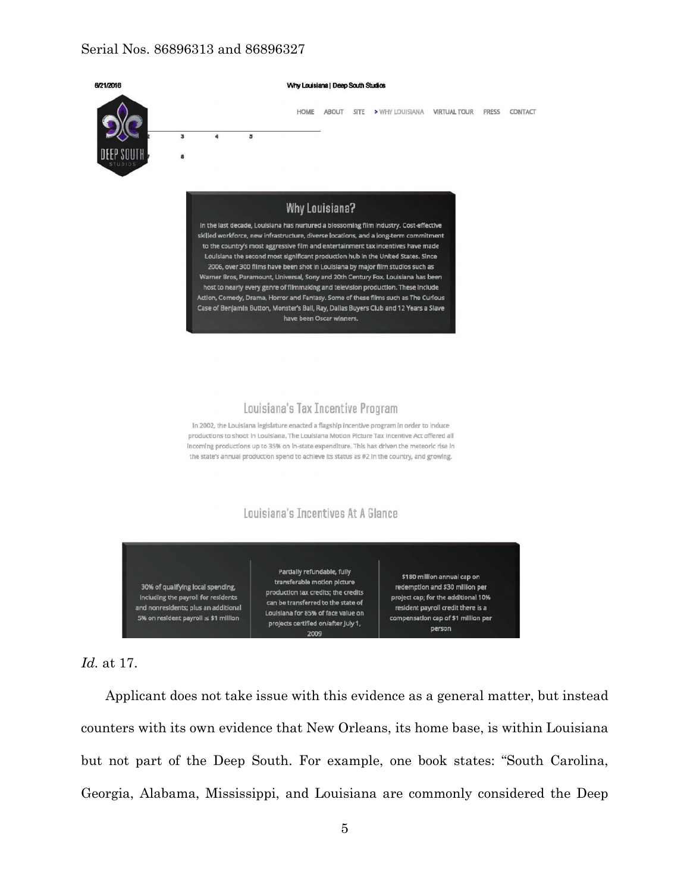6/21/2016 Why Louisiana | Deep South Studios

HOME ABOUT SITE > WHY LOUISIANA VIRTUAL TOUR PRESS CONTACT

DEEP SOUTH STUDIOS

## Why Louisiana?

In the last decade, Louisiana has nurtured a blossoming film industry. Cost-effective skilled workforce, new infrastructure, diverse locations, and a long-term commitment to the country's most aggressive film and entertainment tax incentives have made Louisiana the second most significant production hub in the United States. Since 2006, over 300 films have been shot in Louisiana by major film studios such as Warner Bros, Paramount, Universal, Sony and 20th Century Fox. Louisiana has been host to nearly every genre of filmmaking and television production. These include Action, Comedy, Drama, Horror and Fantasy. Some of these films such as The Curious Case of Benjamin Button, Monster's Ball, Ray, Dallas Buyers Club and 12 Years a Slave have been Oscar winners.

## Louisiana's Tax Incentive Program

In 2002, the Louisiana legislature enacted a flagship incentive program in order to induce productions to shoot in Louisiana. The Louisiana Motion Picture Tax Incentive Act offered all incoming productions up to 35% on in-state expenditure. This has driven the meteoric rise in the state's annual production spend to achieve its status as #2 in the country, and growing.

## Louisiana's Incentives At A Glance

| | | |
|---|---|---|
| 30% of qualifying local spending, including the payroll for residents and nonresidents; plus an additional 5% on resident payroll ≤ $1 million | Partially refundable, fully transferable motion picture production tax credits; the credits can be transferred to the state of Louisiana for 85% of face value on projects certified on/after July 1, 2009 | $180 million annual cap on redemption and $30 million per project cap; for the additional 10% resident payroll credit there is a compensation cap of $1 million per person |

*Id.* at 17.

Applicant does not take issue with this evidence as a general matter, but instead counters with its own evidence that New Orleans, its home base, is within Louisiana but not part of the Deep South. For example, one book states: "South Carolina, Georgia, Alabama, Mississippi, and Louisiana are commonly considered the Deep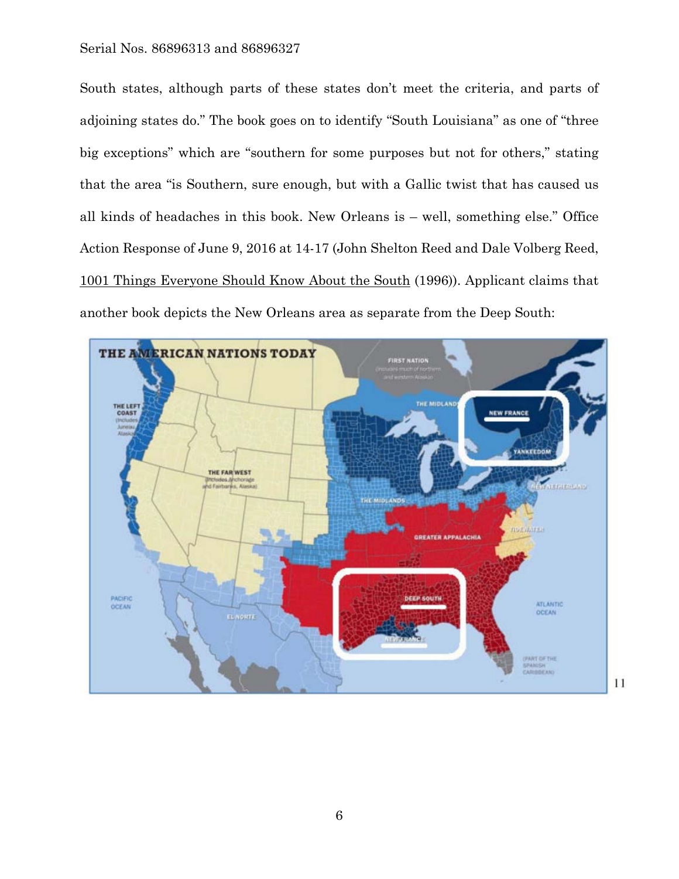South states, although parts of these states don't meet the criteria, and parts of adjoining states do." The book goes on to identify "South Louisiana" as one of "three big exceptions" which are "southern for some purposes but not for others," stating that the area "is Southern, sure enough, but with a Gallic twist that has caused us all kinds of headaches in this book. New Orleans is – well, something else." Office Action Response of June 9, 2016 at 14-17 (John Shelton Reed and Dale Volberg Reed, 1001 Things Everyone Should Know About the South (1996)). Applicant claims that another book depicts the New Orleans area as separate from the Deep South:

[11]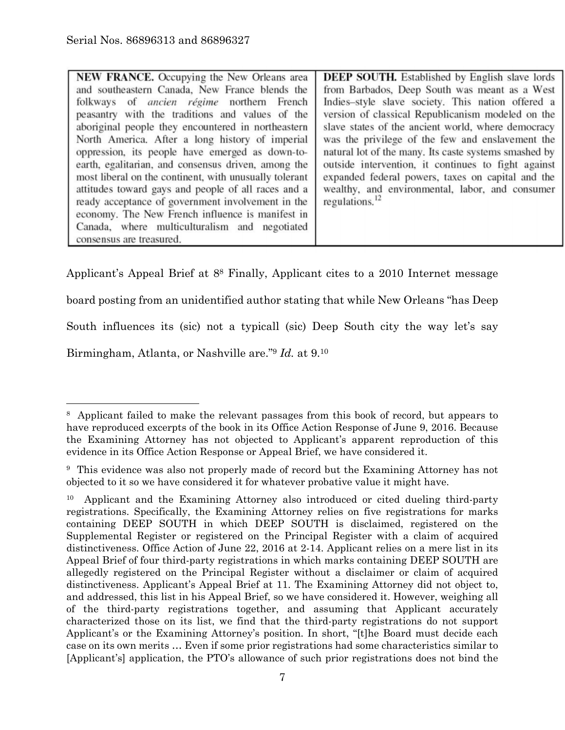| **NEW FRANCE.** Occupying the New Orleans area and southeastern Canada, New France blends the folkways of *ancien régime* northern French peasantry with the traditions and values of the aboriginal people they encountered in northeastern North America. After a long history of imperial oppression, its people have emerged as down-to-earth, egalitarian, and consensus driven, among the most liberal on the continent, with unusually tolerant attitudes toward gays and people of all races and a ready acceptance of government involvement in the economy. The New French influence is manifest in Canada, where multiculturalism and negotiated consensus are treasured. | **DEEP SOUTH.** Established by English slave lords from Barbados, Deep South was meant as a West Indies–style slave society. This nation offered a version of classical Republicanism modeled on the slave states of the ancient world, where democracy was the privilege of the few and enslavement the natural lot of the many. Its caste systems smashed by outside intervention, it continues to fight against expanded federal powers, taxes on capital and the wealthy, and environmental, labor, and consumer regulations.[12] |
|---|---|

Applicant's Appeal Brief at 8[8] Finally, Applicant cites to a 2010 Internet message board posting from an unidentified author stating that while New Orleans "has Deep South influences its (sic) not a typicall (sic) Deep South city the way let's say Birmingham, Atlanta, or Nashville are."[9] *Id.* at 9.[10]

---

[8] Applicant failed to make the relevant passages from this book of record, but appears to have reproduced excerpts of the book in its Office Action Response of June 9, 2016. Because the Examining Attorney has not objected to Applicant's apparent reproduction of this evidence in its Office Action Response or Appeal Brief, we have considered it.

[9] This evidence was also not properly made of record but the Examining Attorney has not objected to it so we have considered it for whatever probative value it might have.

[10] Applicant and the Examining Attorney also introduced or cited dueling third-party registrations. Specifically, the Examining Attorney relies on five registrations for marks containing DEEP SOUTH in which DEEP SOUTH is disclaimed, registered on the Supplemental Register or registered on the Principal Register with a claim of acquired distinctiveness. Office Action of June 22, 2016 at 2-14. Applicant relies on a mere list in its Appeal Brief of four third-party registrations in which marks containing DEEP SOUTH are allegedly registered on the Principal Register without a disclaimer or claim of acquired distinctiveness. Applicant's Appeal Brief at 11. The Examining Attorney did not object to, and addressed, this list in his Appeal Brief, so we have considered it. However, weighing all of the third-party registrations together, and assuming that Applicant accurately characterized those on its list, we find that the third-party registrations do not support Applicant's or the Examining Attorney's position. In short, "[t]he Board must decide each case on its own merits … Even if some prior registrations had some characteristics similar to [Applicant's] application, the PTO's allowance of such prior registrations does not bind the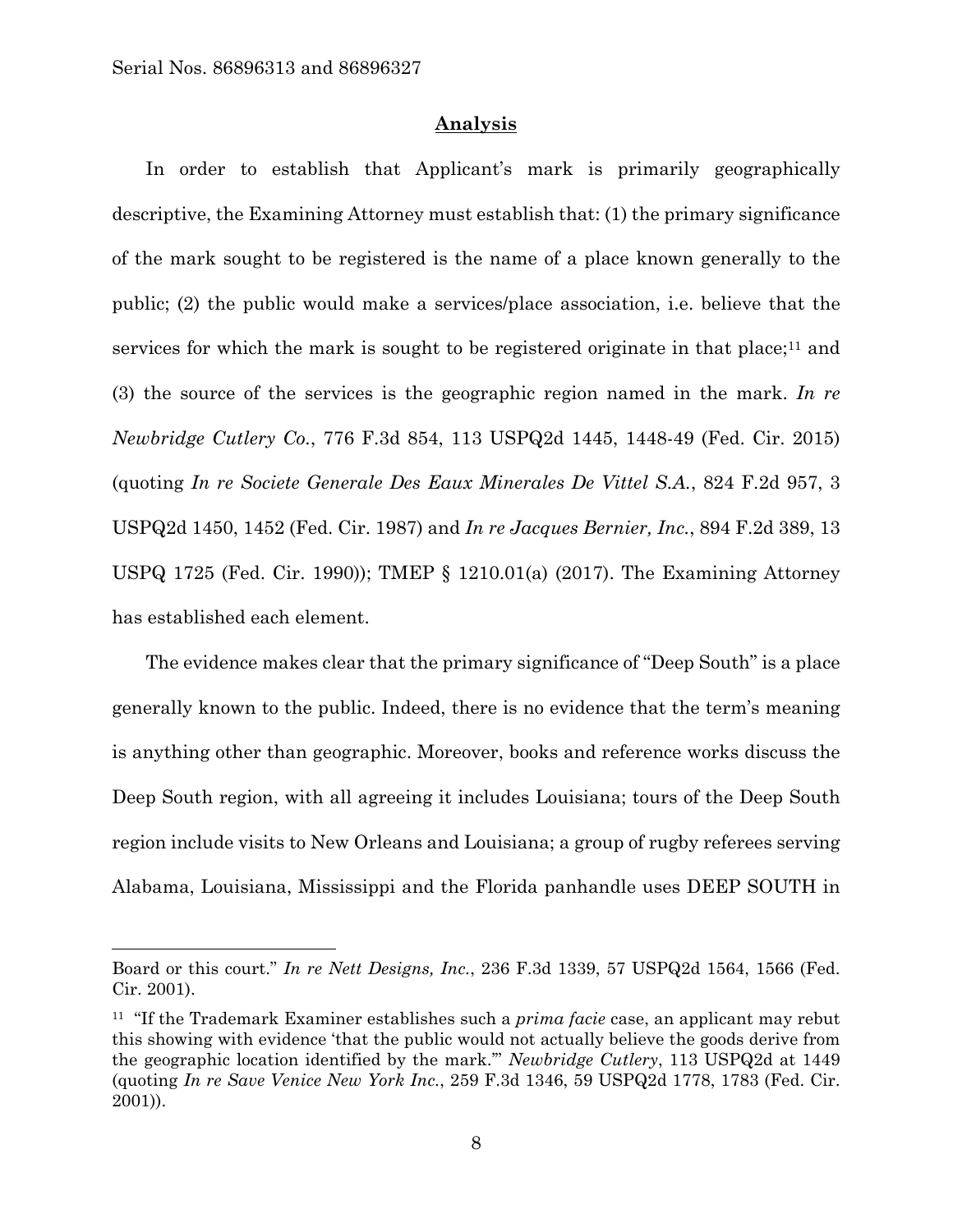## **Analysis**

In order to establish that Applicant's mark is primarily geographically descriptive, the Examining Attorney must establish that: (1) the primary significance of the mark sought to be registered is the name of a place known generally to the public; (2) the public would make a services/place association, i.e. believe that the services for which the mark is sought to be registered originate in that place;[11] and (3) the source of the services is the geographic region named in the mark. *In re Newbridge Cutlery Co.*, 776 F.3d 854, 113 USPQ2d 1445, 1448-49 (Fed. Cir. 2015) (quoting *In re Societe Generale Des Eaux Minerales De Vittel S.A.*, 824 F.2d 957, 3 USPQ2d 1450, 1452 (Fed. Cir. 1987) and *In re Jacques Bernier, Inc.*, 894 F.2d 389, 13 USPQ 1725 (Fed. Cir. 1990)); TMEP § 1210.01(a) (2017). The Examining Attorney has established each element.

The evidence makes clear that the primary significance of "Deep South" is a place generally known to the public. Indeed, there is no evidence that the term's meaning is anything other than geographic. Moreover, books and reference works discuss the Deep South region, with all agreeing it includes Louisiana; tours of the Deep South region include visits to New Orleans and Louisiana; a group of rugby referees serving Alabama, Louisiana, Mississippi and the Florida panhandle uses DEEP SOUTH in

---

Board or this court." *In re Nett Designs, Inc.*, 236 F.3d 1339, 57 USPQ2d 1564, 1566 (Fed. Cir. 2001).

[11] "If the Trademark Examiner establishes such a *prima facie* case, an applicant may rebut this showing with evidence 'that the public would not actually believe the goods derive from the geographic location identified by the mark.'" *Newbridge Cutlery*, 113 USPQ2d at 1449 (quoting *In re Save Venice New York Inc.*, 259 F.3d 1346, 59 USPQ2d 1778, 1783 (Fed. Cir. 2001)).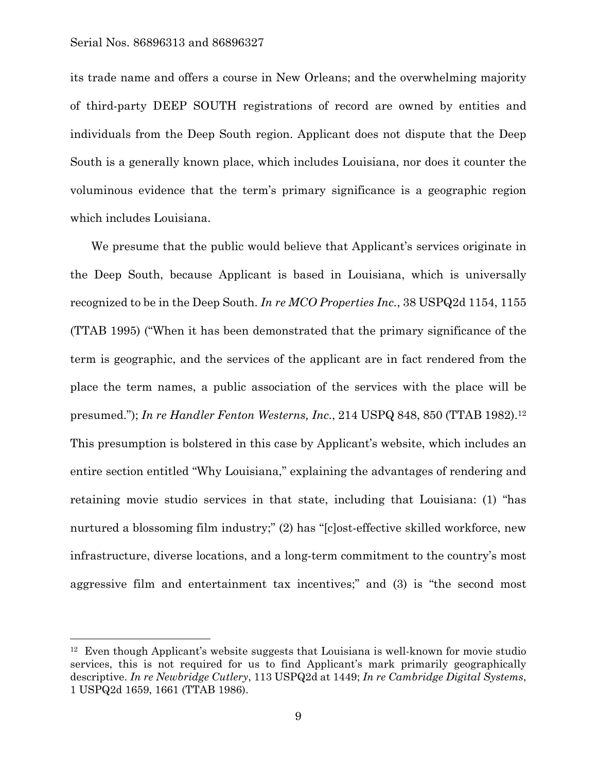its trade name and offers a course in New Orleans; and the overwhelming majority of third-party DEEP SOUTH registrations of record are owned by entities and individuals from the Deep South region. Applicant does not dispute that the Deep South is a generally known place, which includes Louisiana, nor does it counter the voluminous evidence that the term's primary significance is a geographic region which includes Louisiana.

We presume that the public would believe that Applicant's services originate in the Deep South, because Applicant is based in Louisiana, which is universally recognized to be in the Deep South. *In re MCO Properties Inc.*, 38 USPQ2d 1154, 1155 (TTAB 1995) ("When it has been demonstrated that the primary significance of the term is geographic, and the services of the applicant are in fact rendered from the place the term names, a public association of the services with the place will be presumed."); *In re Handler Fenton Westerns, Inc.*, 214 USPQ 848, 850 (TTAB 1982).[12] This presumption is bolstered in this case by Applicant's website, which includes an entire section entitled "Why Louisiana," explaining the advantages of rendering and retaining movie studio services in that state, including that Louisiana: (1) "has nurtured a blossoming film industry;" (2) has "[c]ost-effective skilled workforce, new infrastructure, diverse locations, and a long-term commitment to the country's most aggressive film and entertainment tax incentives;" and (3) is "the second most

---

[12] Even though Applicant's website suggests that Louisiana is well-known for movie studio services, this is not required for us to find Applicant's mark primarily geographically descriptive. *In re Newbridge Cutlery*, 113 USPQ2d at 1449; *In re Cambridge Digital Systems*, 1 USPQ2d 1659, 1661 (TTAB 1986).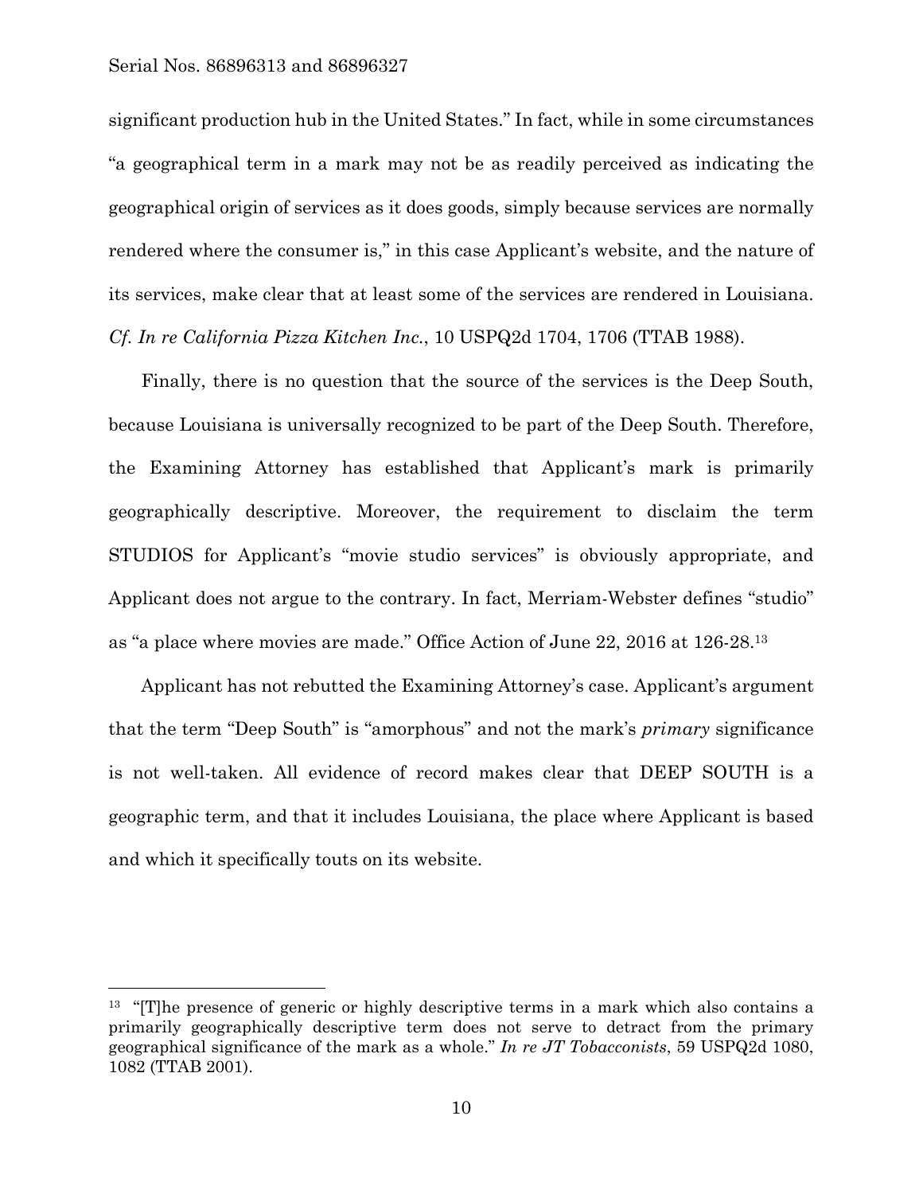significant production hub in the United States." In fact, while in some circumstances "a geographical term in a mark may not be as readily perceived as indicating the geographical origin of services as it does goods, simply because services are normally rendered where the consumer is," in this case Applicant's website, and the nature of its services, make clear that at least some of the services are rendered in Louisiana. *Cf. In re California Pizza Kitchen Inc.*, 10 USPQ2d 1704, 1706 (TTAB 1988).

Finally, there is no question that the source of the services is the Deep South, because Louisiana is universally recognized to be part of the Deep South. Therefore, the Examining Attorney has established that Applicant's mark is primarily geographically descriptive. Moreover, the requirement to disclaim the term STUDIOS for Applicant's "movie studio services" is obviously appropriate, and Applicant does not argue to the contrary. In fact, Merriam-Webster defines "studio" as "a place where movies are made." Office Action of June 22, 2016 at 126-28.[13]

Applicant has not rebutted the Examining Attorney's case. Applicant's argument that the term "Deep South" is "amorphous" and not the mark's *primary* significance is not well-taken. All evidence of record makes clear that DEEP SOUTH is a geographic term, and that it includes Louisiana, the place where Applicant is based and which it specifically touts on its website.

---

[13] "[T]he presence of generic or highly descriptive terms in a mark which also contains a primarily geographically descriptive term does not serve to detract from the primary geographical significance of the mark as a whole." *In re JT Tobacconists*, 59 USPQ2d 1080, 1082 (TTAB 2001).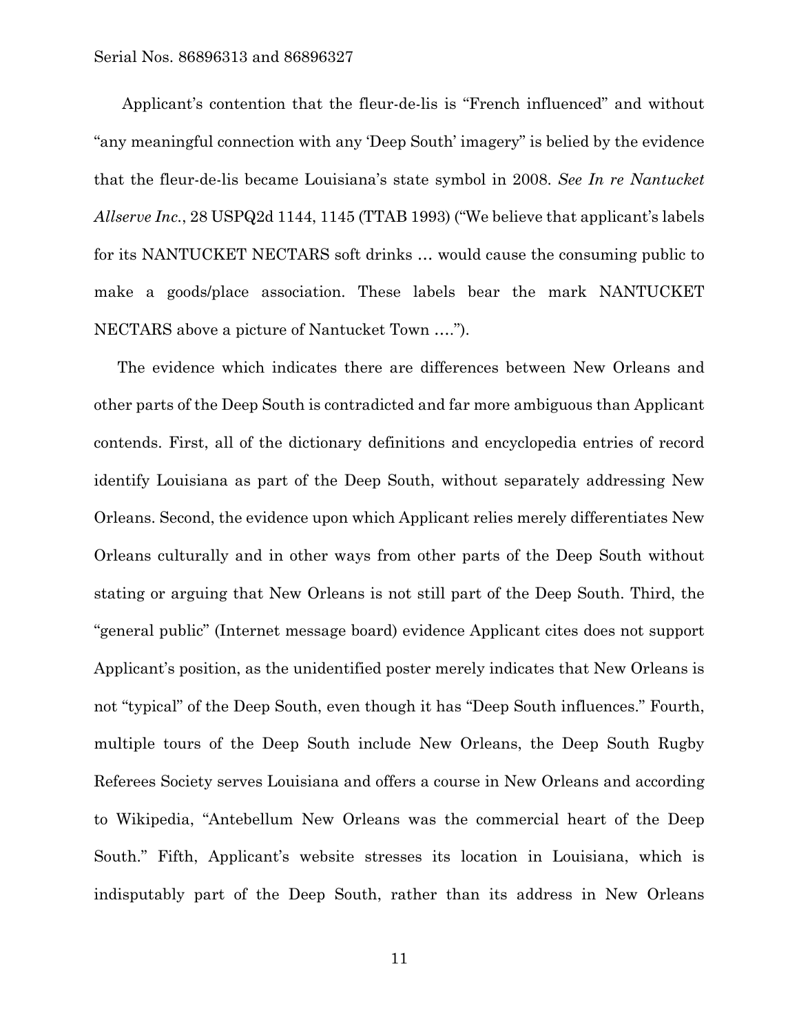Applicant's contention that the fleur-de-lis is "French influenced" and without "any meaningful connection with any 'Deep South' imagery" is belied by the evidence that the fleur-de-lis became Louisiana's state symbol in 2008. *See In re Nantucket Allserve Inc.*, 28 USPQ2d 1144, 1145 (TTAB 1993) ("We believe that applicant's labels for its NANTUCKET NECTARS soft drinks … would cause the consuming public to make a goods/place association. These labels bear the mark NANTUCKET NECTARS above a picture of Nantucket Town ….").

The evidence which indicates there are differences between New Orleans and other parts of the Deep South is contradicted and far more ambiguous than Applicant contends. First, all of the dictionary definitions and encyclopedia entries of record identify Louisiana as part of the Deep South, without separately addressing New Orleans. Second, the evidence upon which Applicant relies merely differentiates New Orleans culturally and in other ways from other parts of the Deep South without stating or arguing that New Orleans is not still part of the Deep South. Third, the "general public" (Internet message board) evidence Applicant cites does not support Applicant's position, as the unidentified poster merely indicates that New Orleans is not "typical" of the Deep South, even though it has "Deep South influences." Fourth, multiple tours of the Deep South include New Orleans, the Deep South Rugby Referees Society serves Louisiana and offers a course in New Orleans and according to Wikipedia, "Antebellum New Orleans was the commercial heart of the Deep South." Fifth, Applicant's website stresses its location in Louisiana, which is indisputably part of the Deep South, rather than its address in New Orleans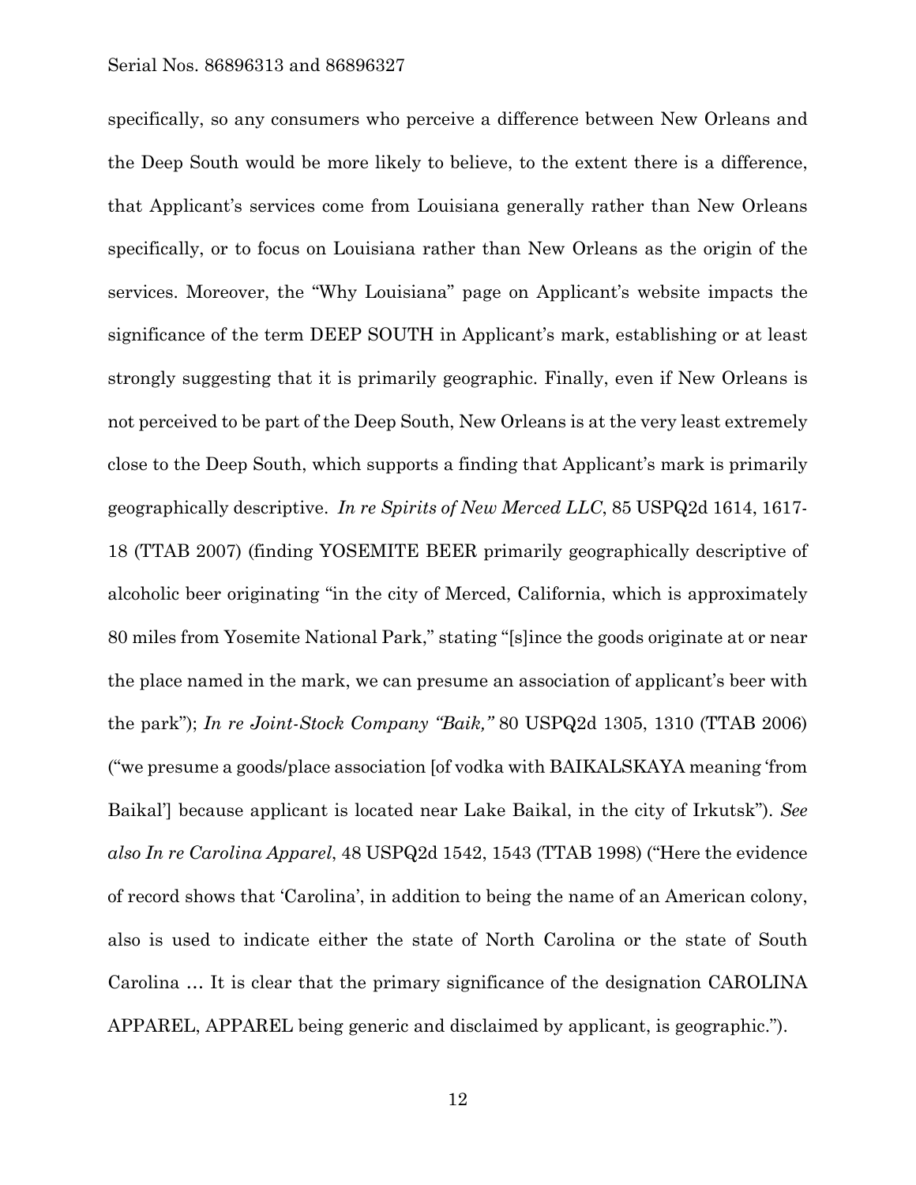specifically, so any consumers who perceive a difference between New Orleans and the Deep South would be more likely to believe, to the extent there is a difference, that Applicant's services come from Louisiana generally rather than New Orleans specifically, or to focus on Louisiana rather than New Orleans as the origin of the services. Moreover, the "Why Louisiana" page on Applicant's website impacts the significance of the term DEEP SOUTH in Applicant's mark, establishing or at least strongly suggesting that it is primarily geographic. Finally, even if New Orleans is not perceived to be part of the Deep South, New Orleans is at the very least extremely close to the Deep South, which supports a finding that Applicant's mark is primarily geographically descriptive. *In re Spirits of New Merced LLC*, 85 USPQ2d 1614, 1617-18 (TTAB 2007) (finding YOSEMITE BEER primarily geographically descriptive of alcoholic beer originating "in the city of Merced, California, which is approximately 80 miles from Yosemite National Park," stating "[s]ince the goods originate at or near the place named in the mark, we can presume an association of applicant's beer with the park"); *In re Joint-Stock Company "Baik,"* 80 USPQ2d 1305, 1310 (TTAB 2006) ("we presume a goods/place association [of vodka with BAIKALSKAYA meaning 'from Baikal'] because applicant is located near Lake Baikal, in the city of Irkutsk"). *See also In re Carolina Apparel*, 48 USPQ2d 1542, 1543 (TTAB 1998) ("Here the evidence of record shows that 'Carolina', in addition to being the name of an American colony, also is used to indicate either the state of North Carolina or the state of South Carolina … It is clear that the primary significance of the designation CAROLINA APPAREL, APPAREL being generic and disclaimed by applicant, is geographic.").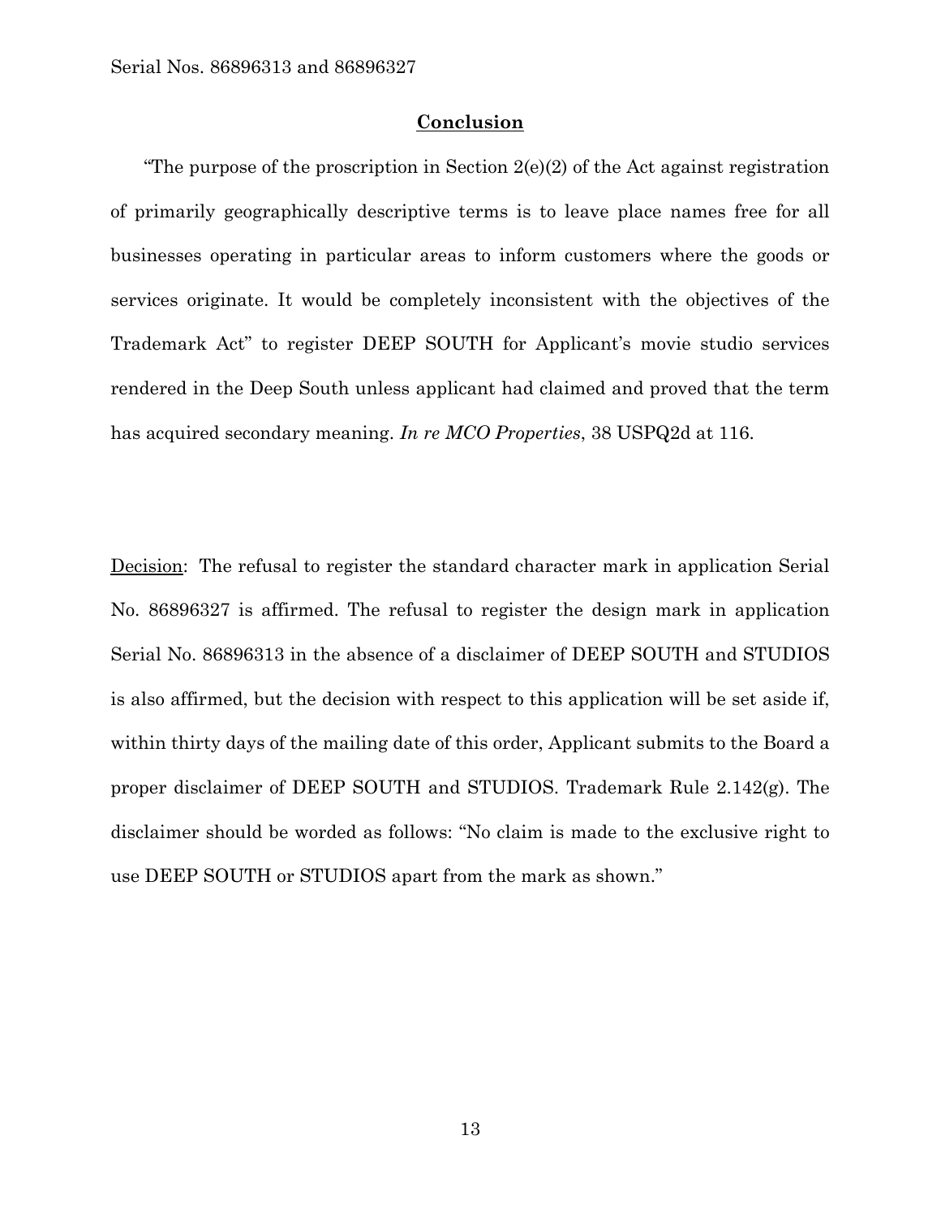## Conclusion

"The purpose of the proscription in Section 2(e)(2) of the Act against registration of primarily geographically descriptive terms is to leave place names free for all businesses operating in particular areas to inform customers where the goods or services originate. It would be completely inconsistent with the objectives of the Trademark Act" to register DEEP SOUTH for Applicant's movie studio services rendered in the Deep South unless applicant had claimed and proved that the term has acquired secondary meaning. *In re MCO Properties*, 38 USPQ2d at 116.

Decision: The refusal to register the standard character mark in application Serial No. 86896327 is affirmed. The refusal to register the design mark in application Serial No. 86896313 in the absence of a disclaimer of DEEP SOUTH and STUDIOS is also affirmed, but the decision with respect to this application will be set aside if, within thirty days of the mailing date of this order, Applicant submits to the Board a proper disclaimer of DEEP SOUTH and STUDIOS. Trademark Rule 2.142(g). The disclaimer should be worded as follows: "No claim is made to the exclusive right to use DEEP SOUTH or STUDIOS apart from the mark as shown."